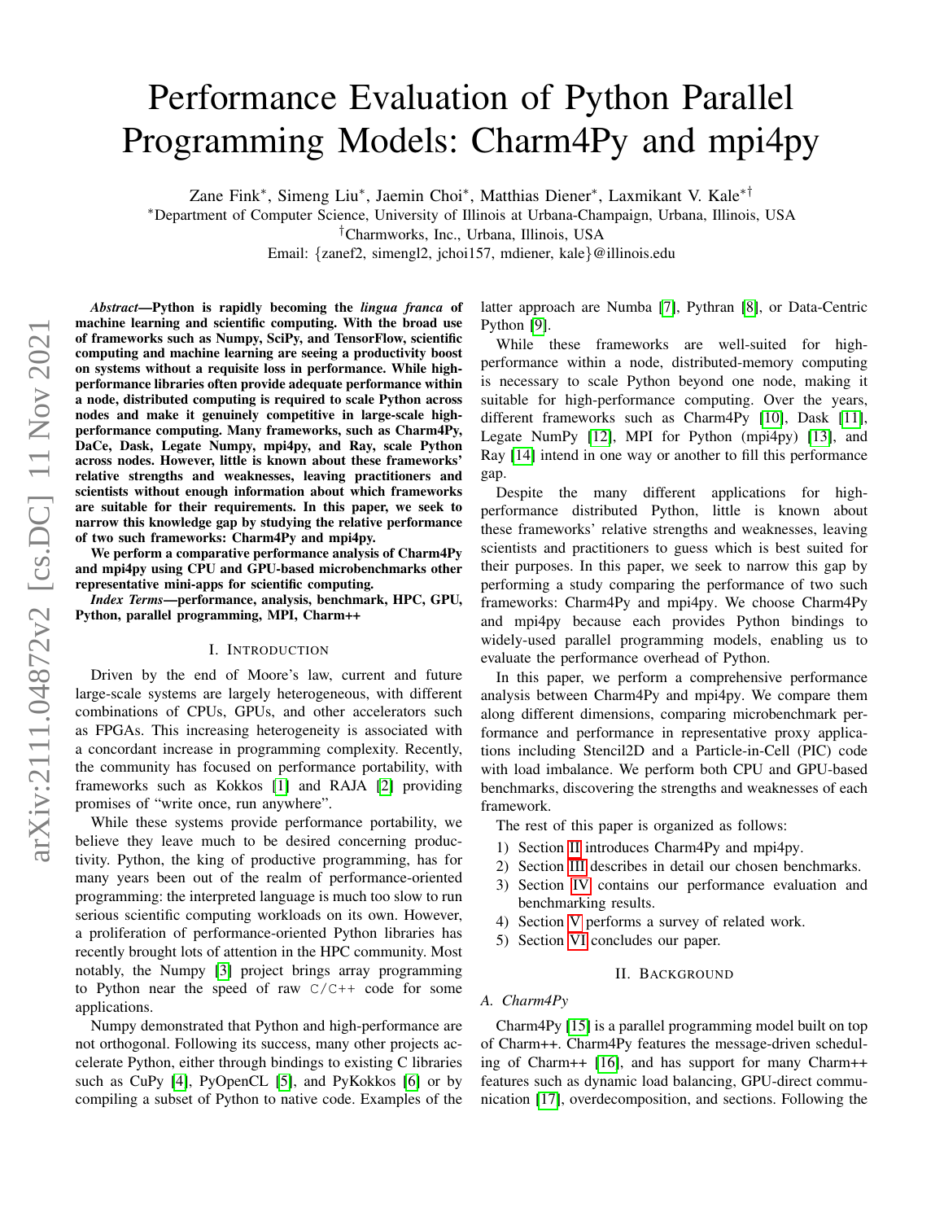# Performance Evaluation of Python Parallel Programming Models: Charm4Py and mpi4py

Zane Fink*, Simeng Liu*, Jaemin Choi*, Matthias Diener*, Laxmikant V. Kale*†

*Department of Computer Science, University of Illinois at Urbana-Champaign, Urbana, Illinois, USA

†Charmworks, Inc., Urbana, Illinois, USA

Email: {zanef2, simengl2, jchoi157, mdiener, kale}@illinois.edu

***Abstract*—Python is rapidly becoming the *lingua franca* of machine learning and scientific computing. With the broad use of frameworks such as Numpy, SciPy, and TensorFlow, scientific computing and machine learning are seeing a productivity boost on systems without a requisite loss in performance. While high-performance libraries often provide adequate performance within a node, distributed computing is required to scale Python across nodes and make it genuinely competitive in large-scale high-performance computing. Many frameworks, such as Charm4Py, DaCe, Dask, Legate Numpy, mpi4py, and Ray, scale Python across nodes. However, little is known about these frameworks' relative strengths and weaknesses, leaving practitioners and scientists without enough information about which frameworks are suitable for their requirements. In this paper, we seek to narrow this knowledge gap by studying the relative performance of two such frameworks: Charm4Py and mpi4py.**

**We perform a comparative performance analysis of Charm4Py and mpi4py using CPU and GPU-based microbenchmarks other representative mini-apps for scientific computing.**

***Index Terms*—performance, analysis, benchmark, HPC, GPU, Python, parallel programming, MPI, Charm++**

## I. Introduction

Driven by the end of Moore's law, current and future large-scale systems are largely heterogeneous, with different combinations of CPUs, GPUs, and other accelerators such as FPGAs. This increasing heterogeneity is associated with a concordant increase in programming complexity. Recently, the community has focused on performance portability, with frameworks such as Kokkos [1] and RAJA [2] providing promises of "write once, run anywhere".

While these systems provide performance portability, we believe they leave much to be desired concerning productivity. Python, the king of productive programming, has for many years been out of the realm of performance-oriented programming: the interpreted language is much too slow to run serious scientific computing workloads on its own. However, a proliferation of performance-oriented Python libraries has recently brought lots of attention in the HPC community. Most notably, the Numpy [3] project brings array programming to Python near the speed of raw `C/C++` code for some applications.

Numpy demonstrated that Python and high-performance are not orthogonal. Following its success, many other projects accelerate Python, either through bindings to existing C libraries such as CuPy [4], PyOpenCL [5], and PyKokkos [6] or by compiling a subset of Python to native code. Examples of the latter approach are Numba [7], Pythran [8], or Data-Centric Python [9].

While these frameworks are well-suited for high-performance within a node, distributed-memory computing is necessary to scale Python beyond one node, making it suitable for high-performance computing. Over the years, different frameworks such as Charm4Py [10], Dask [11], Legate NumPy [12], MPI for Python (mpi4py) [13], and Ray [14] intend in one way or another to fill this performance gap.

Despite the many different applications for high-performance distributed Python, little is known about these frameworks' relative strengths and weaknesses, leaving scientists and practitioners to guess which is best suited for their purposes. In this paper, we seek to narrow this gap by performing a study comparing the performance of two such frameworks: Charm4Py and mpi4py. We choose Charm4Py and mpi4py because they each provides Python bindings to widely-used parallel programming models, enabling us to evaluate the performance overhead of Python.

In this paper, we perform a comprehensive performance analysis between Charm4Py and mpi4py. We compare them along different dimensions, comparing microbenchmark performance and performance in representative proxy applications including Stencil2D and a Particle-in-Cell (PIC) code with load imbalance. We perform both CPU and GPU-based benchmarks, discovering the strengths and weaknesses of each framework.

The rest of this paper is organized as follows:

1) Section II introduces Charm4Py and mpi4py.
2) Section III describes in detail our chosen benchmarks.
3) Section IV contains our performance evaluation and benchmarking results.
4) Section V performs a survey of related work.
5) Section VI concludes our paper.

## II. Background

### A. Charm4Py

Charm4Py [15] is a parallel programming model built on top of Charm++. Charm4Py features the message-driven scheduling of Charm++ [16], and has support for many Charm++ features such as dynamic load balancing, GPU-direct communication [17], overdecomposition, and sections. Following the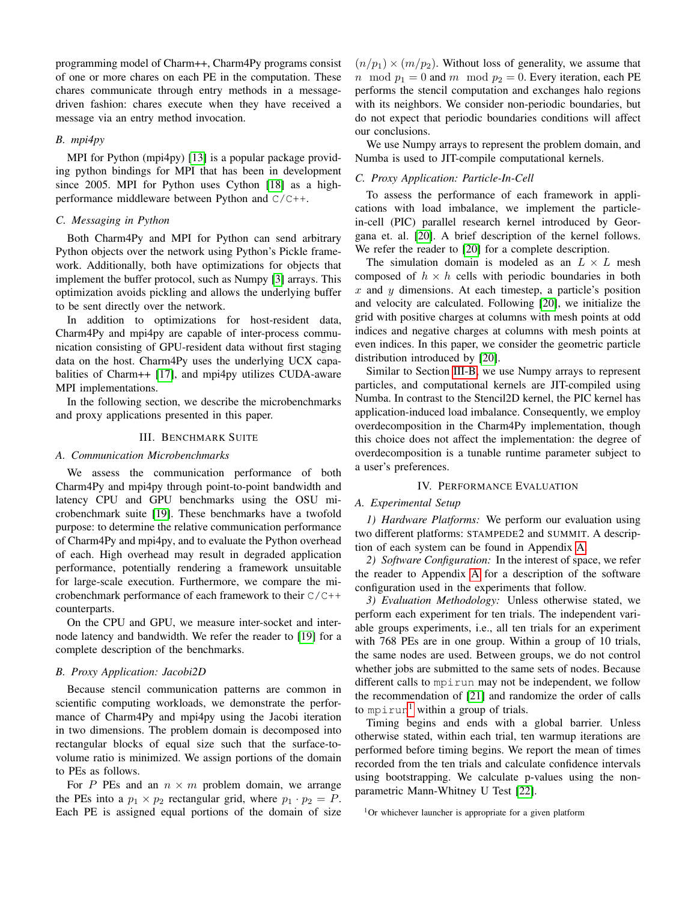programming model of Charm++, Charm4Py programs consist of one or more chares on each PE in the computation. These chares communicate through entry methods in a message-driven fashion: chares execute when they have received a message via an entry method invocation.

### B. mpi4py

MPI for Python (mpi4py) [13] is a popular package providing python bindings for MPI that has been in development since 2005. MPI for Python uses Cython [18] as a high-performance middleware between Python and C/C++.

### C. Messaging in Python

Both Charm4Py and MPI for Python can send arbitrary Python objects over the network using Python's Pickle framework. Additionally, both have optimizations for objects that implement the buffer protocol, such as Numpy [3] arrays. This optimization avoids pickling and allows the underlying buffer to be sent directly over the network.

In addition to optimizations for host-resident data, Charm4Py and mpi4py are capable of inter-process communication consisting of GPU-resident data without first staging data on the host. Charm4Py uses the underlying UCX capabalities of Charm++ [17], and mpi4py utilizes CUDA-aware MPI implementations.

In the following section, we describe the microbenchmarks and proxy applications presented in this paper.

## III. Benchmark Suite

### A. Communication Microbenchmarks

We assess the communication performance of both Charm4Py and mpi4py through point-to-point bandwidth and latency CPU and GPU benchmarks using the OSU microbenchmark suite [19]. These benchmarks have a twofold purpose: to determine the relative communication performance of Charm4Py and mpi4py, and to evaluate the Python overhead of each. High overhead may result in degraded application performance, potentially rendering a framework unsuitable for large-scale execution. Furthermore, we compare the microbenchmark performance of each framework to their C/C++ counterparts.

On the CPU and GPU, we measure inter-socket and inter-node latency and bandwidth. We refer the reader to [19] for a complete description of the benchmarks.

### B. Proxy Application: Jacobi2D

Because stencil communication patterns are common in scientific computing workloads, we demonstrate the performance of Charm4Py and mpi4py using the Jacobi iteration in two dimensions. The problem domain is decomposed into rectangular blocks of equal size such that the surface-to-volume ratio is minimized. We assign portions of the domain to PEs as follows.

For $P$ PEs and an $n \times m$ problem domain, we arrange the PEs into a $p_1 \times p_2$ rectangular grid, where $p_1 \cdot p_2 = P$. Each PE is assigned equal portions of the domain of size $(n/p_1) \times (m/p_2)$. Without loss of generality, we assume that $n \mod p_1 = 0$ and $m \mod p_2 = 0$. Every iteration, each PE performs the stencil computation and exchanges halo regions with its neighbors. We consider non-periodic boundaries, but do not expect that periodic boundaries conditions will affect our conclusions.

We use Numpy arrays to represent the problem domain, and Numba is used to JIT-compile computational kernels.

### C. Proxy Application: Particle-In-Cell

To assess the performance of each framework in applications with load imbalance, we implement the particle-in-cell (PIC) parallel research kernel introduced by Georgana et. al. [20]. A brief description of the kernel follows. We refer the reader to [20] for a complete description.

The simulation domain is modeled as an $L \times L$ mesh composed of $h \times h$ cells with periodic boundaries in both $x$ and $y$ dimensions. At each timestep, a particle's position and velocity are calculated. Following [20], we initialize the grid with positive charges at columns with mesh points at odd indices and negative charges at columns with mesh points at even indices. In this paper, we consider the geometric particle distribution introduced by [20].

Similar to Section III-B, we use Numpy arrays to represent particles, and computational kernels are JIT-compiled using Numba. In contrast to the Stencil2D kernel, the PIC kernel has application-induced load imbalance. Consequently, we employ overdecomposition in the Charm4Py implementation, though this choice does not affect the implementation: the degree of overdecomposition is a tunable runtime parameter subject to a user's preferences.

## IV. Performance Evaluation

### A. Experimental Setup

*1) Hardware Platforms:* We perform our evaluation using two different platforms: STAMPEDE2 and SUMMIT. A description of each system can be found in Appendix A.

*2) Software Configuration:* In the interest of space, we refer the reader to Appendix A for a description of the software configuration used in the experiments that follow.

*3) Evaluation Methodology:* Unless otherwise stated, we perform each experiment for ten trials. The independent variable groups experiments, i.e., all ten trials for an experiment with 768 PEs are in one group. Within a group of 10 trials, the same nodes are used. Between groups, we do not control whether jobs are submitted to the same sets of nodes. Because different calls to mpirun may not be independent, we follow the recommendation of [21] and randomize the order of calls to mpirun[1] within a group of trials.

Timing begins and ends with a global barrier. Unless otherwise stated, within each trial, ten warmup iterations are performed before timing begins. We report the mean of times recorded from the ten trials and calculate confidence intervals using bootstrapping. We calculate p-values using the non-parametric Mann-Whitney U Test [22].

[1] Or whichever launcher is appropriate for a given platform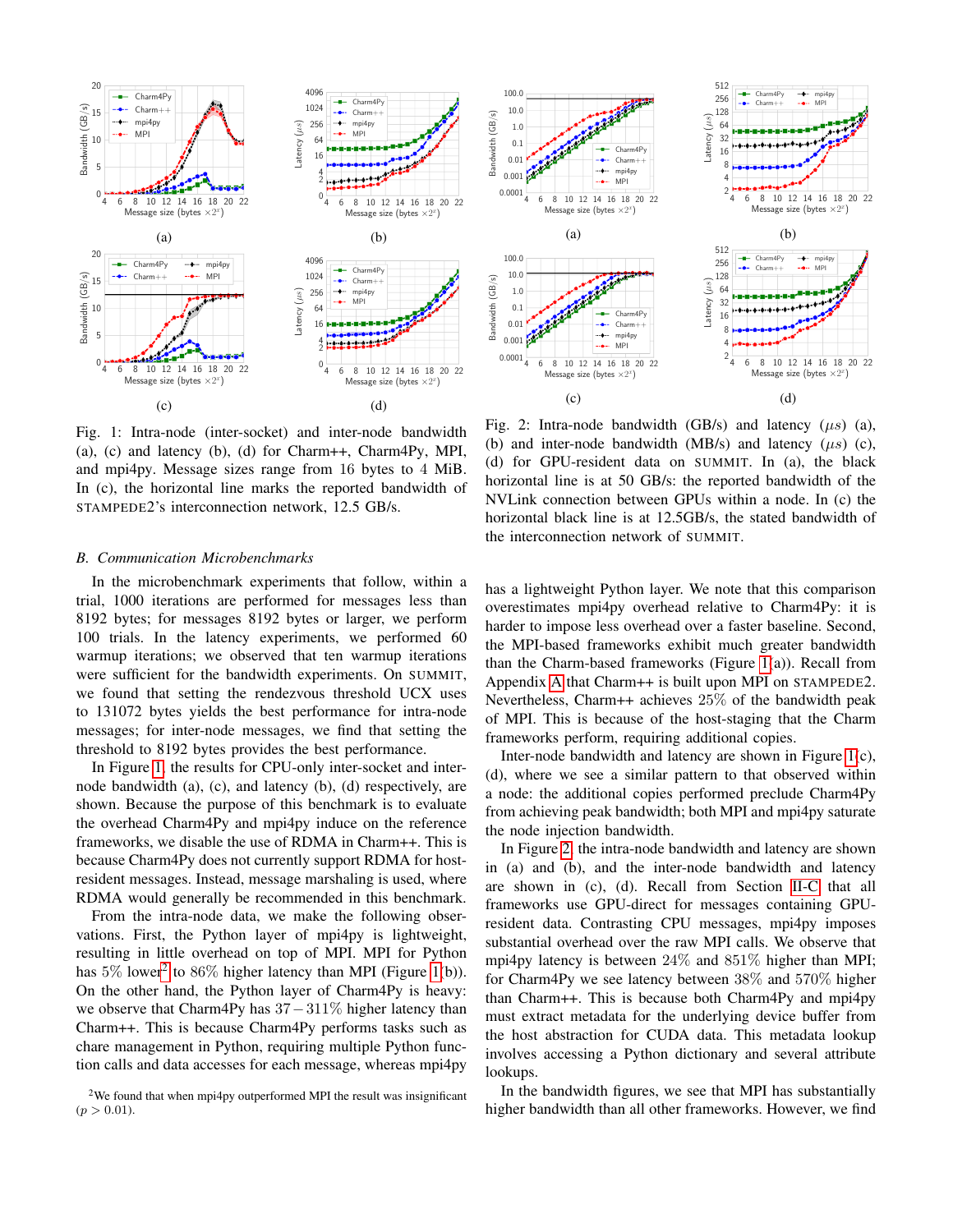Fig. 1: Intra-node (inter-socket) and inter-node bandwidth (a), (c) and latency (b), (d) for Charm++, Charm4Py, MPI, and mpi4py. Message sizes range from 16 bytes to 4 MiB. In (c), the horizontal line marks the reported bandwidth of STAMPEDE2's interconnection network, 12.5 GB/s.

Fig. 2: Intra-node bandwidth (GB/s) and latency ($\mu s$) (a), (b) and inter-node bandwidth (MB/s) and latency ($\mu s$) (c), (d) for GPU-resident data on SUMMIT. In (a), the black horizontal line is at 50 GB/s: the reported bandwidth of the NVLink connection between GPUs within a node. In (c) the horizontal black line is at 12.5GB/s, the stated bandwidth of the interconnection network of SUMMIT.

### B. Communication Microbenchmarks

In the microbenchmark experiments that follow, within a trial, 1000 iterations are performed for messages less than 8192 bytes; for messages 8192 bytes or larger, we perform 100 trials. In the latency experiments, we performed 60 warmup iterations; we observed that ten warmup iterations were sufficient for the bandwidth experiments. On SUMMIT, we found that setting the rendezvous threshold UCX uses to 131072 bytes yields the best performance for intra-node messages; for inter-node messages, we find that setting the threshold to 8192 bytes provides the best performance.

In Figure 1, the results for CPU-only inter-socket and inter-node bandwidth (a), (c), and latency (b), (d) respectively, are shown. Because the purpose of this benchmark is to evaluate the overhead Charm4Py and mpi4py induce on the reference frameworks, we disable the use of RDMA in Charm++. This is because Charm4Py does not currently support RDMA for host-resident messages. Instead, message marshaling is used, where RDMA would generally be recommended in this benchmark.

From the intra-node data, we make the following observations. First, the Python layer of mpi4py is lightweight, resulting in little overhead on top of MPI. MPI for Python has 5% lower[2] to 86% higher latency than MPI (Figure 1(b)). On the other hand, the Python layer of Charm4Py is heavy: we observe that Charm4Py has $37-311\%$ higher latency than Charm++. This is because Charm4Py performs tasks such as chare management in Python, requiring multiple Python function calls and data accesses for each message, whereas mpi4py has a lightweight Python layer. We note that this comparison overestimates mpi4py overhead relative to Charm4Py: it is harder to impose less overhead over a faster baseline. Second, the MPI-based frameworks exhibit much greater bandwidth than the Charm-based frameworks (Figure 1(a)). Recall from Appendix A that Charm++ is built upon MPI on STAMPEDE2. Nevertheless, Charm++ achieves 25% of the bandwidth peak of MPI. This is because of the host-staging that the Charm frameworks perform, requiring additional copies.

Inter-node bandwidth and latency are shown in Figure 1(c), (d), where we see a similar pattern to that observed within a node: the additional copies performed preclude Charm4Py from achieving peak bandwidth; both MPI and mpi4py saturate the node injection bandwidth.

In Figure 2, the intra-node bandwidth and latency are shown in (a) and (b), and the inter-node bandwidth and latency are shown in (c), (d). Recall from Section II-C that all frameworks use GPU-direct for messages containing GPU-resident data. Contrasting CPU messages, mpi4py imposes substantial overhead over the raw MPI calls. We observe that mpi4py latency is between 24% and 851% higher than MPI; for Charm4Py we see latency between 38% and 570% higher than Charm++. This is because both Charm4Py and mpi4py must extract metadata for the underlying device buffer from the host abstraction for CUDA data. This metadata lookup involves accessing a Python dictionary and several attribute lookups.

In the bandwidth figures, we see that MPI has substantially higher bandwidth than all other frameworks. However, we find

[2] We found that when mpi4py outperformed MPI the result was insignificant ($p > 0.01$).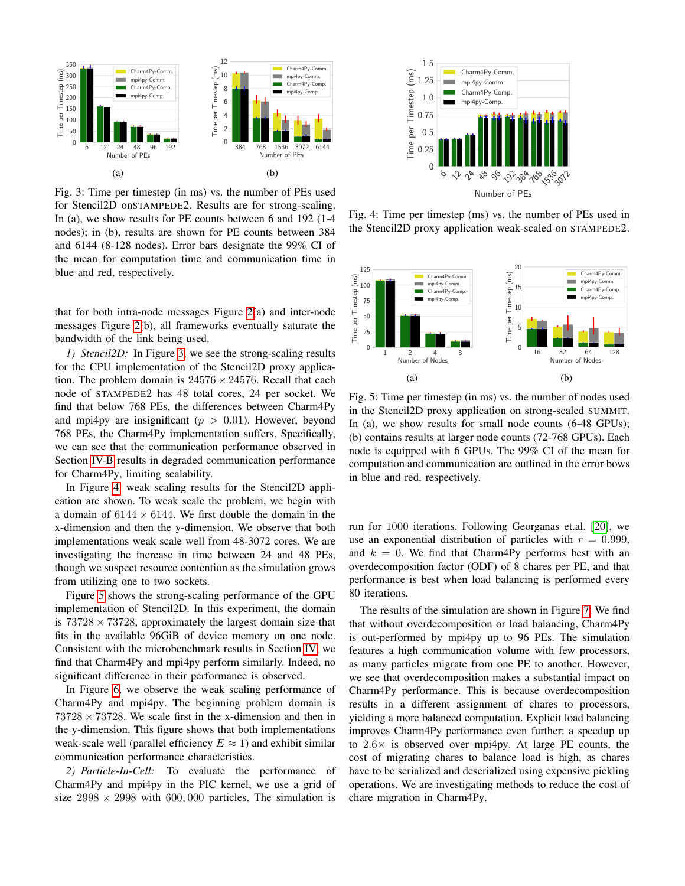Fig. 3: Time per timestep (in ms) vs. the number of PEs used for Stencil2D on STAMPEDE2. Results are for strong-scaling. In (a), we show results for PE counts between 6 and 192 (1-4 nodes); in (b), results are shown for PE counts between 384 and 6144 (8-128 nodes). Error bars designate the 99% CI of the mean for computation time and communication time in blue and red, respectively.

Fig. 4: Time per timestep (ms) vs. the number of PEs used in the Stencil2D proxy application weak-scaled on STAMPEDE2.

Fig. 5: Time per timestep (in ms) vs. the number of nodes used in the Stencil2D proxy application on strong-scaled SUMMIT. In (a), we show results for small node counts (6-48 GPUs); (b) contains results at larger node counts (72-768 GPUs). Each node is equipped with 6 GPUs. The 99% CI of the mean for computation and communication are outlined in the error bows in blue and red, respectively.

that for both intra-node messages Figure 2(a) and inter-node messages Figure 2(b), all frameworks eventually saturate the bandwidth of the link being used.

*1) Stencil2D:* In Figure 3, we see the strong-scaling results for the CPU implementation of the Stencil2D proxy application. The problem domain is $24576 \times 24576$. Recall that each node of STAMPEDE2 has 48 total cores, 24 per socket. We find that below 768 PEs, the differences between Charm4Py and mpi4py are insignificant ($p > 0.01$). However, beyond 768 PEs, the Charm4Py implementation suffers. Specifically, we can see that the communication performance observed in Section IV-B results in degraded communication performance for Charm4Py, limiting scalability.

In Figure 4, weak scaling results for the Stencil2D application are shown. To weak scale the problem, we begin with a domain of $6144 \times 6144$. We first double the domain in the x-dimension and then the y-dimension. We observe that both implementations weak scale well from 48-3072 cores. We are investigating the increase in time between 24 and 48 PEs, though we suspect resource contention as the simulation grows from utilizing one to two sockets.

Figure 5 shows the strong-scaling performance of the GPU implementation of Stencil2D. In this experiment, the domain is $73728 \times 73728$, approximately the largest domain size that fits in the available 96GiB of device memory on one node. Consistent with the microbenchmark results in Section IV, we find that Charm4Py and mpi4py perform similarly. Indeed, no significant difference in their performance is observed.

In Figure 6, we observe the weak scaling performance of Charm4Py and mpi4py. The beginning problem domain is $73728 \times 73728$. We scale first in the x-dimension and then in the y-dimension. This figure shows that both implementations weak-scale well (parallel efficiency $E \approx 1$) and exhibit similar communication performance characteristics.

*2) Particle-In-Cell:* To evaluate the performance of Charm4Py and mpi4py in the PIC kernel, we use a grid of size $2998 \times 2998$ with $600,000$ particles. The simulation is run for $1000$ iterations. Following Georganas et.al. [20], we use an exponential distribution of particles with $r = 0.999$, and $k = 0$. We find that Charm4Py performs best with an overdecomposition factor (ODF) of 8 chares per PE, and that performance is best when load balancing is performed every 80 iterations.

The results of the simulation are shown in Figure 7. We find that without overdecomposition or load balancing, Charm4Py is out-performed by mpi4py up to 96 PEs. The simulation features a high communication volume with few processors, as many particles migrate from one PE to another. However, we see that overdecomposition makes a substantial impact on Charm4Py performance. This is because overdecomposition results in a different assignment of chares to processors, yielding a more balanced computation. Explicit load balancing improves Charm4Py performance even further: a speedup up to $2.6\times$ is observed over mpi4py. At large PE counts, the cost of migrating chares to balance load is high, as chares have to be serialized and deserialized using expensive pickling operations. We are investigating methods to reduce the cost of chare migration in Charm4Py.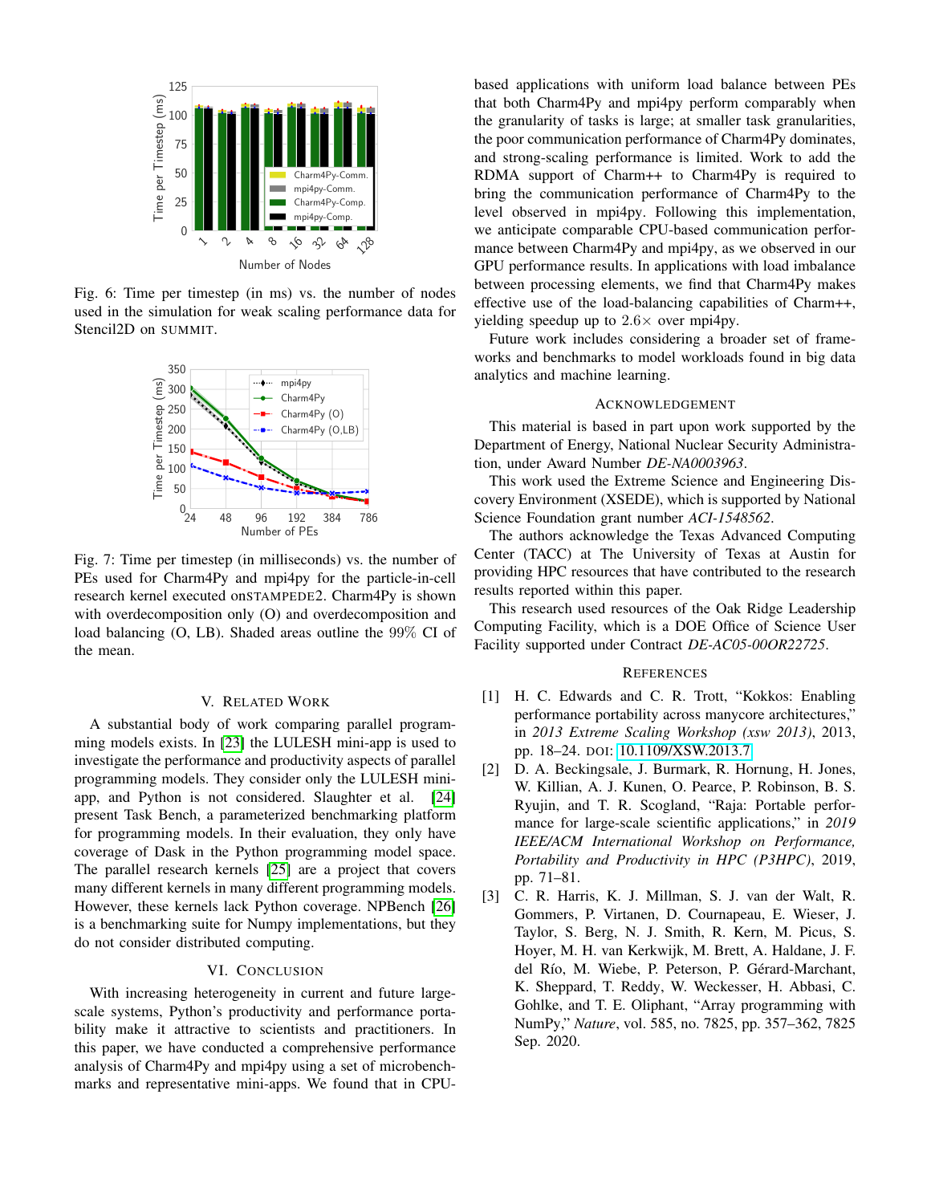Fig. 6: Time per timestep (in ms) vs. the number of nodes used in the simulation for weak scaling performance data for Stencil2D on SUMMIT.

Fig. 7: Time per timestep (in milliseconds) vs. the number of PEs used for Charm4Py and mpi4py for the particle-in-cell research kernel executed onSTAMPEDE2. Charm4Py is shown with overdecomposition only (O) and overdecomposition and load balancing (O, LB). Shaded areas outline the 99% CI of the mean.

## V. Related Work

A substantial body of work comparing parallel programming models exists. In [23] the LULESH mini-app is used to investigate the performance and productivity aspects of parallel programming models. They consider only the LULESH mini-app, and Python is not considered. Slaughter et al. [24] present Task Bench, a parameterized benchmarking platform for programming models. In their evaluation, they only have coverage of Dask in the Python programming model space. The parallel research kernels [25] are a project that covers many different kernels in many different programming models. However, these kernels lack Python coverage. NPBench [26] is a benchmarking suite for Numpy implementations, but they do not consider distributed computing.

## VI. Conclusion

With increasing heterogeneity in current and future large-scale systems, Python's productivity and performance portability make it attractive to scientists and practitioners. In this paper, we have conducted a comprehensive performance analysis of Charm4Py and mpi4py using a set of microbenchmarks and representative mini-apps. We found that in CPU-based applications with uniform load balance between PEs that both Charm4Py and mpi4py perform comparably when the granularity of tasks is large; at smaller task granularities, the poor communication performance of Charm4Py dominates, and strong-scaling performance is limited. Work to add the RDMA support of Charm++ to Charm4Py is required to bring the communication performance of Charm4Py to the level observed in mpi4py. Following this implementation, we anticipate comparable CPU-based communication performance between Charm4Py and mpi4py, as we observed in our GPU performance results. In applications with load imbalance between processing elements, we find that Charm4Py makes effective use of the load-balancing capabilities of Charm++, yielding speedup up to $2.6\times$ over mpi4py.

Future work includes considering a broader set of frameworks and benchmarks to model workloads found in big data analytics and machine learning.

## Acknowledgement

This material is based in part upon work supported by the Department of Energy, National Nuclear Security Administration, under Award Number *DE-NA0003963*.

This work used the Extreme Science and Engineering Discovery Environment (XSEDE), which is supported by National Science Foundation grant number *ACI-1548562*.

The authors acknowledge the Texas Advanced Computing Center (TACC) at The University of Texas at Austin for providing HPC resources that have contributed to the research results reported within this paper.

This research used resources of the Oak Ridge Leadership Computing Facility, which is a DOE Office of Science User Facility supported under Contract *DE-AC05-00OR22725*.

## References

[1] H. C. Edwards and C. R. Trott, "Kokkos: Enabling performance portability across manycore architectures," in *2013 Extreme Scaling Workshop (xsw 2013)*, 2013, pp. 18–24. DOI: 10.1109/XSW.2013.7

[2] D. A. Beckingsale, J. Burmark, R. Hornung, H. Jones, W. Killian, A. J. Kunen, O. Pearce, P. Robinson, B. S. Ryujin, and T. R. Scogland, "Raja: Portable performance for large-scale scientific applications," in *2019 IEEE/ACM International Workshop on Performance, Portability and Productivity in HPC (P3HPC)*, 2019, pp. 71–81.

[3] C. R. Harris, K. J. Millman, S. J. van der Walt, R. Gommers, P. Virtanen, D. Cournapeau, E. Wieser, J. Taylor, S. Berg, N. J. Smith, R. Kern, M. Picus, S. Hoyer, M. H. van Kerkwijk, M. Brett, A. Haldane, J. F. del Río, M. Wiebe, P. Peterson, P. Gérard-Marchant, K. Sheppard, T. Reddy, W. Weckesser, H. Abbasi, C. Gohlke, and T. E. Oliphant, "Array programming with NumPy," *Nature*, vol. 585, no. 7825, pp. 357–362, 7825 Sep. 2020.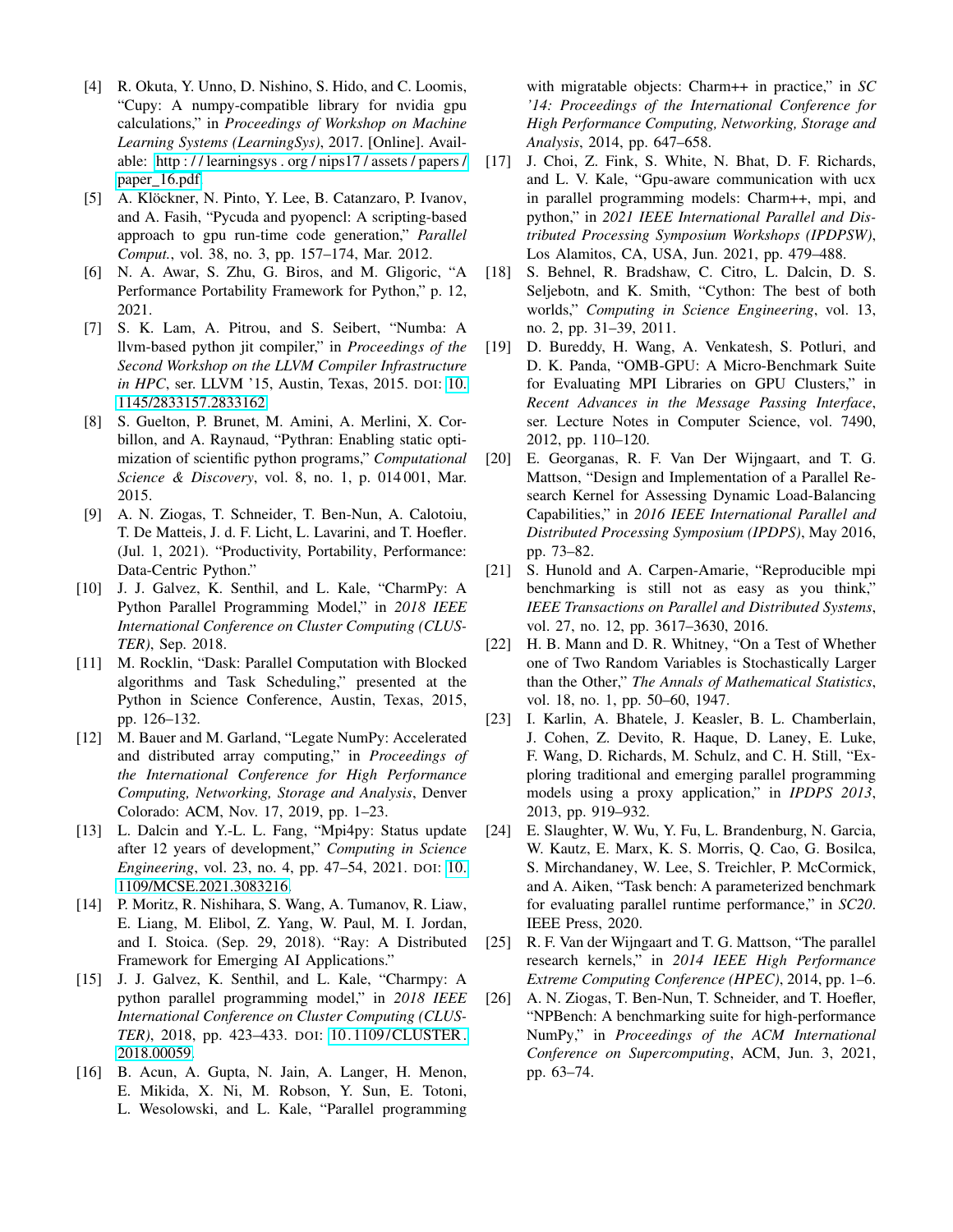[4] R. Okuta, Y. Unno, D. Nishino, S. Hido, and C. Loomis, "Cupy: A numpy-compatible library for nvidia gpu calculations," in *Proceedings of Workshop on Machine Learning Systems (LearningSys)*, 2017. [Online]. Available: http://learningsys.org/nips17/assets/papers/paper_16.pdf

[5] A. Klöckner, N. Pinto, Y. Lee, B. Catanzaro, P. Ivanov, and A. Fasih, "Pycuda and pyopencl: A scripting-based approach to gpu run-time code generation," *Parallel Comput.*, vol. 38, no. 3, pp. 157–174, Mar. 2012.

[6] N. A. Awar, S. Zhu, G. Biros, and M. Gligoric, "A Performance Portability Framework for Python," p. 12, 2021.

[7] S. K. Lam, A. Pitrou, and S. Seibert, "Numba: A llvm-based python jit compiler," in *Proceedings of the Second Workshop on the LLVM Compiler Infrastructure in HPC*, ser. LLVM '15, Austin, Texas, 2015. DOI: 10.1145/2833157.2833162.

[8] S. Guelton, P. Brunet, M. Amini, A. Merlini, X. Corbillon, and A. Raynaud, "Pythran: Enabling static optimization of scientific python programs," *Computational Science & Discovery*, vol. 8, no. 1, p. 014 001, Mar. 2015.

[9] A. N. Ziogas, T. Schneider, T. Ben-Nun, A. Calotoiu, T. De Matteis, J. d. F. Licht, L. Lavarini, and T. Hoefler. (Jul. 1, 2021). "Productivity, Portability, Performance: Data-Centric Python."

[10] J. J. Galvez, K. Senthil, and L. Kale, "CharmPy: A Python Parallel Programming Model," in *2018 IEEE International Conference on Cluster Computing (CLUSTER)*, Sep. 2018.

[11] M. Rocklin, "Dask: Parallel Computation with Blocked algorithms and Task Scheduling," presented at the Python in Science Conference, Austin, Texas, 2015, pp. 126–132.

[12] M. Bauer and M. Garland, "Legate NumPy: Accelerated and distributed array computing," in *Proceedings of the International Conference for High Performance Computing, Networking, Storage and Analysis*, Denver Colorado: ACM, Nov. 17, 2019, pp. 1–23.

[13] L. Dalcin and Y.-L. L. Fang, "Mpi4py: Status update after 12 years of development," *Computing in Science Engineering*, vol. 23, no. 4, pp. 47–54, 2021. DOI: 10.1109/MCSE.2021.3083216.

[14] P. Moritz, R. Nishihara, S. Wang, A. Tumanov, R. Liaw, E. Liang, M. Elibol, Z. Yang, W. Paul, M. I. Jordan, and I. Stoica. (Sep. 29, 2018). "Ray: A Distributed Framework for Emerging AI Applications."

[15] J. J. Galvez, K. Senthil, and L. Kale, "Charmpy: A python parallel programming model," in *2018 IEEE International Conference on Cluster Computing (CLUSTER)*, 2018, pp. 423–433. DOI: 10.1109/CLUSTER.2018.00059.

[16] B. Acun, A. Gupta, N. Jain, A. Langer, H. Menon, E. Mikida, X. Ni, M. Robson, Y. Sun, E. Totoni, L. Wesolowski, and L. Kale, "Parallel programming with migratable objects: Charm++ in practice," in *SC '14: Proceedings of the International Conference for High Performance Computing, Networking, Storage and Analysis*, 2014, pp. 647–658.

[17] J. Choi, Z. Fink, S. White, N. Bhat, D. F. Richards, and L. V. Kale, "Gpu-aware communication with ucx in parallel programming models: Charm++, mpi, and python," in *2021 IEEE International Parallel and Distributed Processing Symposium Workshops (IPDPSW)*, Los Alamitos, CA, USA, Jun. 2021, pp. 479–488.

[18] S. Behnel, R. Bradshaw, C. Citro, L. Dalcin, D. S. Seljebotn, and K. Smith, "Cython: The best of both worlds," *Computing in Science Engineering*, vol. 13, no. 2, pp. 31–39, 2011.

[19] D. Bureddy, H. Wang, A. Venkatesh, S. Potluri, and D. K. Panda, "OMB-GPU: A Micro-Benchmark Suite for Evaluating MPI Libraries on GPU Clusters," in *Recent Advances in the Message Passing Interface*, ser. Lecture Notes in Computer Science, vol. 7490, 2012, pp. 110–120.

[20] E. Georganas, R. F. Van Der Wijngaart, and T. G. Mattson, "Design and Implementation of a Parallel Research Kernel for Assessing Dynamic Load-Balancing Capabilities," in *2016 IEEE International Parallel and Distributed Processing Symposium (IPDPS)*, May 2016, pp. 73–82.

[21] S. Hunold and A. Carpen-Amarie, "Reproducible mpi benchmarking is still not as easy as you think," *IEEE Transactions on Parallel and Distributed Systems*, vol. 27, no. 12, pp. 3617–3630, 2016.

[22] H. B. Mann and D. R. Whitney, "On a Test of Whether one of Two Random Variables is Stochastically Larger than the Other," *The Annals of Mathematical Statistics*, vol. 18, no. 1, pp. 50–60, 1947.

[23] I. Karlin, A. Bhatele, J. Keasler, B. L. Chamberlain, J. Cohen, Z. Devito, R. Haque, D. Laney, E. Luke, F. Wang, D. Richards, M. Schulz, and C. H. Still, "Exploring traditional and emerging parallel programming models using a proxy application," in *IPDPS 2013*, 2013, pp. 919–932.

[24] E. Slaughter, W. Wu, Y. Fu, L. Brandenburg, N. Garcia, W. Kautz, E. Marx, K. S. Morris, Q. Cao, G. Bosilca, S. Mirchandaney, W. Lee, S. Treichler, P. McCormick, and A. Aiken, "Task bench: A parameterized benchmark for evaluating parallel runtime performance," in *SC20*. IEEE Press, 2020.

[25] R. F. Van der Wijngaart and T. G. Mattson, "The parallel research kernels," in *2014 IEEE High Performance Extreme Computing Conference (HPEC)*, 2014, pp. 1–6.

[26] A. N. Ziogas, T. Ben-Nun, T. Schneider, and T. Hoefler, "NPBench: A benchmarking suite for high-performance NumPy," in *Proceedings of the ACM International Conference on Supercomputing*, ACM, Jun. 3, 2021, pp. 63–74.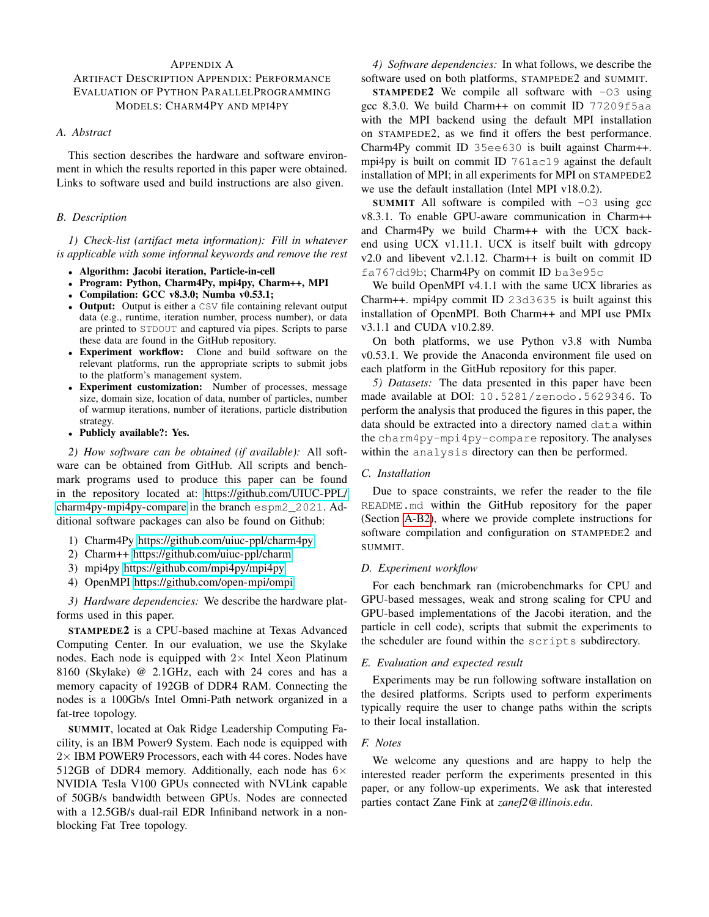# Appendix A
## Artifact Description Appendix: Performance Evaluation of Python ParallelProgramming Models: Charm4Py and mpi4py

### A. Abstract

This section describes the hardware and software environment in which the results reported in this paper were obtained. Links to software used and build instructions are also given.

### B. Description

*1) Check-list (artifact meta information): Fill in whatever is applicable with some informal keywords and remove the rest*

- **Algorithm: Jacobi iteration, Particle-in-cell**
- **Program: Python, Charm4Py, mpi4py, Charm++, MPI**
- **Compilation: GCC v8.3.0; Numba v0.53.1;**
- **Output:** Output is either a CSV file containing relevant output data (e.g., runtime, iteration number, process number), or data are printed to STDOUT and captured via pipes. Scripts to parse these data are found in the GitHub repository.
- **Experiment workflow:** Clone and build software on the relevant platforms, run the appropriate scripts to submit jobs to the platform's management system.
- **Experiment customization:** Number of processes, message size, domain size, location of data, number of particles, number of warmup iterations, number of iterations, particle distribution strategy.
- **Publicly available?: Yes.**

*2) How software can be obtained (if available):* All software can be obtained from GitHub. All scripts and benchmark programs used to produce this paper can be found in the repository located at: https://github.com/UIUC-PPL/charm4py-mpi4py-compare in the branch `espm2_2021`. Additional software packages can also be found on Github:

1) Charm4Py https://github.com/uiuc-ppl/charm4py
2) Charm++ https://github.com/uiuc-ppl/charm
3) mpi4py https://github.com/mpi4py/mpi4py
4) OpenMPI https://github.com/open-mpi/ompi

*3) Hardware dependencies:* We describe the hardware platforms used in this paper.

**Stampede2** is a CPU-based machine at Texas Advanced Computing Center. In our evaluation, we use the Skylake nodes. Each node is equipped with 2× Intel Xeon Platinum 8160 (Skylake) @ 2.1GHz, each with 24 cores and has a memory capacity of 192GB of DDR4 RAM. Connecting the nodes is a 100Gb/s Intel Omni-Path network organized in a fat-tree topology.

**Summit**, located at Oak Ridge Leadership Computing Facility, is an IBM Power9 System. Each node is equipped with 2× IBM POWER9 Processors, each with 44 cores. Nodes have 512GB of DDR4 memory. Additionally, each node has 6× NVIDIA Tesla V100 GPUs connected with NVLink capable of 50GB/s bandwidth between GPUs. Nodes are connected with a 12.5GB/s dual-rail EDR Infiniband network in a non-blocking Fat Tree topology.

*4) Software dependencies:* In what follows, we describe the software used on both platforms, Stampede2 and Summit.

**Stampede2** We compile all software with `-O3` using gcc 8.3.0. We build Charm++ on commit ID `77209f5aa` with the MPI backend using the default MPI installation on Stampede2, as we find it offers the best performance. Charm4Py commit ID `35ee630` is built against Charm++. mpi4py is built on commit ID `761ac19` against the default installation of MPI; in all experiments for MPI on Stampede2 we use the default installation (Intel MPI v18.0.2).

**Summit** All software is compiled with `-O3` using gcc v8.3.1. To enable GPU-aware communication in Charm++ and Charm4Py we build Charm++ with the UCX backend using UCX v1.11.1. UCX is itself built with gdrcopy v2.0 and libevent v2.1.12. Charm++ is built on commit ID `fa767dd9b`; Charm4Py on commit ID `ba3e95c`

We build OpenMPI v4.1.1 with the same UCX libraries as Charm++. mpi4py commit ID `23d3635` is built against this installation of OpenMPI. Both Charm++ and MPI use PMIx v3.1.1 and CUDA v10.2.89.

On both platforms, we use Python v3.8 with Numba v0.53.1. We provide the Anaconda environment file used on each platform in the GitHub repository for this paper.

*5) Datasets:* The data presented in this paper have been made available at DOI: `10.5281/zenodo.5629346`. To perform the analysis that produced the figures in this paper, the data should be extracted into a directory named `data` within the `charm4py-mpi4py-compare` repository. The analyses within the `analysis` directory can then be performed.

### C. Installation

Due to space constraints, we refer the reader to the file `README.md` within the GitHub repository for the paper (Section A-B2), where we provide complete instructions for software compilation and configuration on Stampede2 and Summit.

### D. Experiment workflow

For each benchmark ran (microbenchmarks for CPU and GPU-based messages, weak and strong scaling for CPU and GPU-based implementations of the Jacobi iteration, and the particle in cell code), scripts that submit the experiments to the scheduler are found within the `scripts` subdirectory.

### E. Evaluation and expected result

Experiments may be run following software installation on the desired platforms. Scripts used to perform experiments typically require the user to change paths within the scripts to their local installation.

### F. Notes

We welcome any questions and are happy to help the interested reader perform the experiments presented in this paper, or any follow-up experiments. We ask that interested parties contact Zane Fink at *zanef2@illinois.edu*.